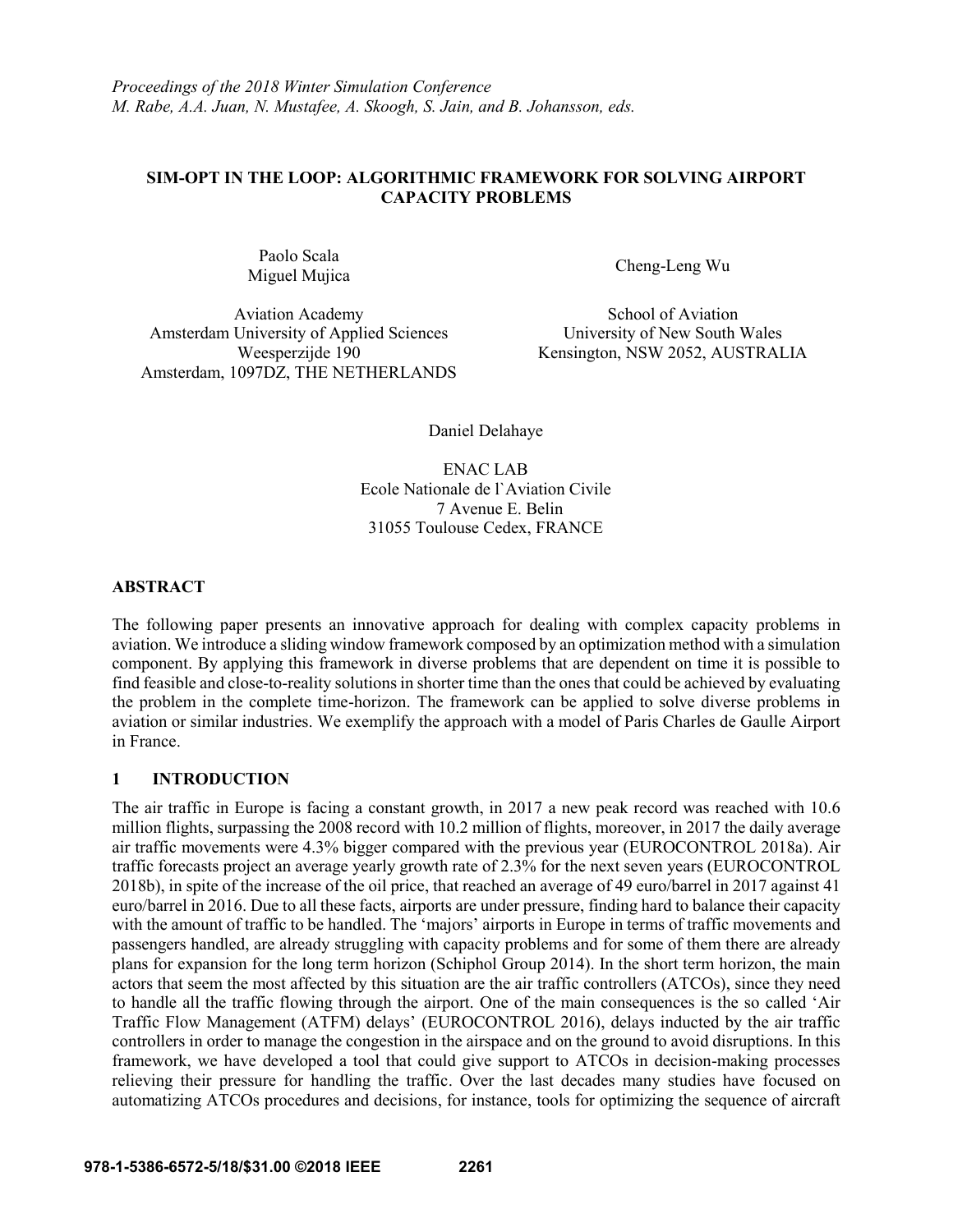*Proceedings of the 2018 Winter Simulation Conference*
*M. Rabe, A.A. Juan, N. Mustafee, A. Skoogh, S. Jain, and B. Johansson, eds.*

# SIM-OPT IN THE LOOP: ALGORITHMIC FRAMEWORK FOR SOLVING AIRPORT CAPACITY PROBLEMS

Paolo Scala
Miguel Mujica

Aviation Academy
Amsterdam University of Applied Sciences
Weesperzijde 190
Amsterdam, 1097DZ, THE NETHERLANDS

Cheng-Leng Wu

School of Aviation
University of New South Wales
Kensington, NSW 2052, AUSTRALIA

Daniel Delahaye

ENAC LAB
Ecole Nationale de l`Aviation Civile
7 Avenue E. Belin
31055 Toulouse Cedex, FRANCE

## ABSTRACT

The following paper presents an innovative approach for dealing with complex capacity problems in aviation. We introduce a sliding window framework composed by an optimization method with a simulation component. By applying this framework in diverse problems that are dependent on time it is possible to find feasible and close-to-reality solutions in shorter time than the ones that could be achieved by evaluating the problem in the complete time-horizon. The framework can be applied to solve diverse problems in aviation or similar industries. We exemplify the approach with a model of Paris Charles de Gaulle Airport in France.

## 1 INTRODUCTION

The air traffic in Europe is facing a constant growth, in 2017 a new peak record was reached with 10.6 million flights, surpassing the 2008 record with 10.2 million of flights, moreover, in 2017 the daily average air traffic movements were 4.3% bigger compared with the previous year (EUROCONTROL 2018a). Air traffic forecasts project an average yearly growth rate of 2.3% for the next seven years (EUROCONTROL 2018b), in spite of the increase of the oil price, that reached an average of 49 euro/barrel in 2017 against 41 euro/barrel in 2016. Due to all these facts, airports are under pressure, finding hard to balance their capacity with the amount of traffic to be handled. The 'majors' airports in Europe in terms of traffic movements and passengers handled, are already struggling with capacity problems and for some of them there are already plans for expansion for the long term horizon (Schiphol Group 2014). In the short term horizon, the main actors that seem the most affected by this situation are the air traffic controllers (ATCOs), since they need to handle all the traffic flowing through the airport. One of the main consequences is the so called 'Air Traffic Flow Management (ATFM) delays' (EUROCONTROL 2016), delays inducted by the air traffic controllers in order to manage the congestion in the airspace and on the ground to avoid disruptions. In this framework, we have developed a tool that could give support to ATCOs in decision-making processes relieving their pressure for handling the traffic. Over the last decades many studies have focused on automatizing ATCOs procedures and decisions, for instance, tools for optimizing the sequence of aircraft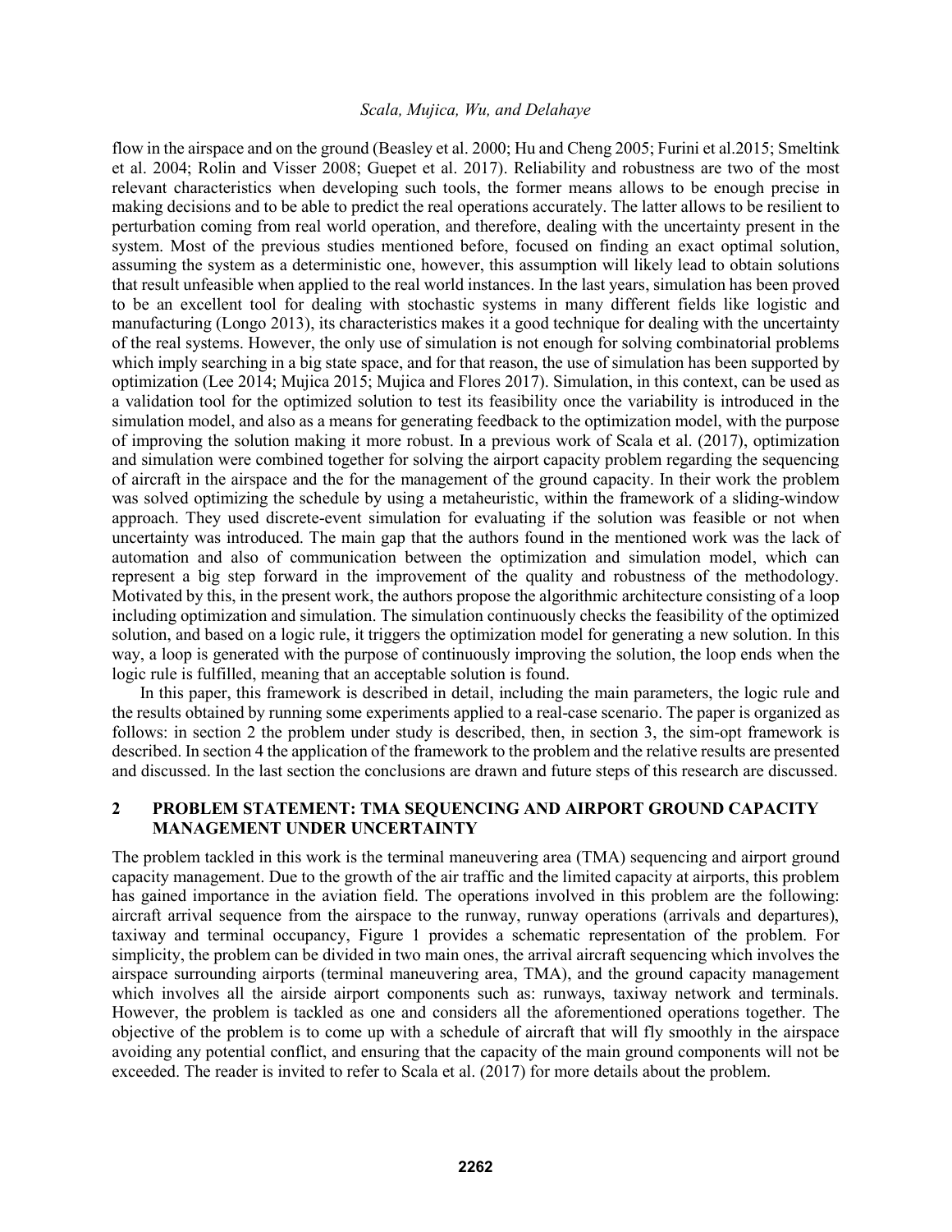flow in the airspace and on the ground (Beasley et al. 2000; Hu and Cheng 2005; Furini et al.2015; Smeltink et al. 2004; Rolin and Visser 2008; Guepet et al. 2017). Reliability and robustness are two of the most relevant characteristics when developing such tools, the former means allows to be enough precise in making decisions and to be able to predict the real operations accurately. The latter allows to be resilient to perturbation coming from real world operation, and therefore, dealing with the uncertainty present in the system. Most of the previous studies mentioned before, focused on finding an exact optimal solution, assuming the system as a deterministic one, however, this assumption will likely lead to obtain solutions that result unfeasible when applied to the real world instances. In the last years, simulation has been proved to be an excellent tool for dealing with stochastic systems in many different fields like logistic and manufacturing (Longo 2013), its characteristics makes it a good technique for dealing with the uncertainty of the real systems. However, the only use of simulation is not enough for solving combinatorial problems which imply searching in a big state space, and for that reason, the use of simulation has been supported by optimization (Lee 2014; Mujica 2015; Mujica and Flores 2017). Simulation, in this context, can be used as a validation tool for the optimized solution to test its feasibility once the variability is introduced in the simulation model, and also as a means for generating feedback to the optimization model, with the purpose of improving the solution making it more robust. In a previous work of Scala et al. (2017), optimization and simulation were combined together for solving the airport capacity problem regarding the sequencing of aircraft in the airspace and the for the management of the ground capacity. In their work the problem was solved optimizing the schedule by using a metaheuristic, within the framework of a sliding-window approach. They used discrete-event simulation for evaluating if the solution was feasible or not when uncertainty was introduced. The main gap that the authors found in the mentioned work was the lack of automation and also of communication between the optimization and simulation model, which can represent a big step forward in the improvement of the quality and robustness of the methodology. Motivated by this, in the present work, the authors propose the algorithmic architecture consisting of a loop including optimization and simulation. The simulation continuously checks the feasibility of the optimized solution, and based on a logic rule, it triggers the optimization model for generating a new solution. In this way, a loop is generated with the purpose of continuously improving the solution, the loop ends when the logic rule is fulfilled, meaning that an acceptable solution is found.

In this paper, this framework is described in detail, including the main parameters, the logic rule and the results obtained by running some experiments applied to a real-case scenario. The paper is organized as follows: in section 2 the problem under study is described, then, in section 3, the sim-opt framework is described. In section 4 the application of the framework to the problem and the relative results are presented and discussed. In the last section the conclusions are drawn and future steps of this research are discussed.

## 2 PROBLEM STATEMENT: TMA SEQUENCING AND AIRPORT GROUND CAPACITY MANAGEMENT UNDER UNCERTAINTY

The problem tackled in this work is the terminal maneuvering area (TMA) sequencing and airport ground capacity management. Due to the growth of the air traffic and the limited capacity at airports, this problem has gained importance in the aviation field. The operations involved in this problem are the following: aircraft arrival sequence from the airspace to the runway, runway operations (arrivals and departures), taxiway and terminal occupancy, Figure 1 provides a schematic representation of the problem. For simplicity, the problem can be divided in two main ones, the arrival aircraft sequencing which involves the airspace surrounding airports (terminal maneuvering area, TMA), and the ground capacity management which involves all the airside airport components such as: runways, taxiway network and terminals. However, the problem is tackled as one and considers all the aforementioned operations together. The objective of the problem is to come up with a schedule of aircraft that will fly smoothly in the airspace avoiding any potential conflict, and ensuring that the capacity of the main ground components will not be exceeded. The reader is invited to refer to Scala et al. (2017) for more details about the problem.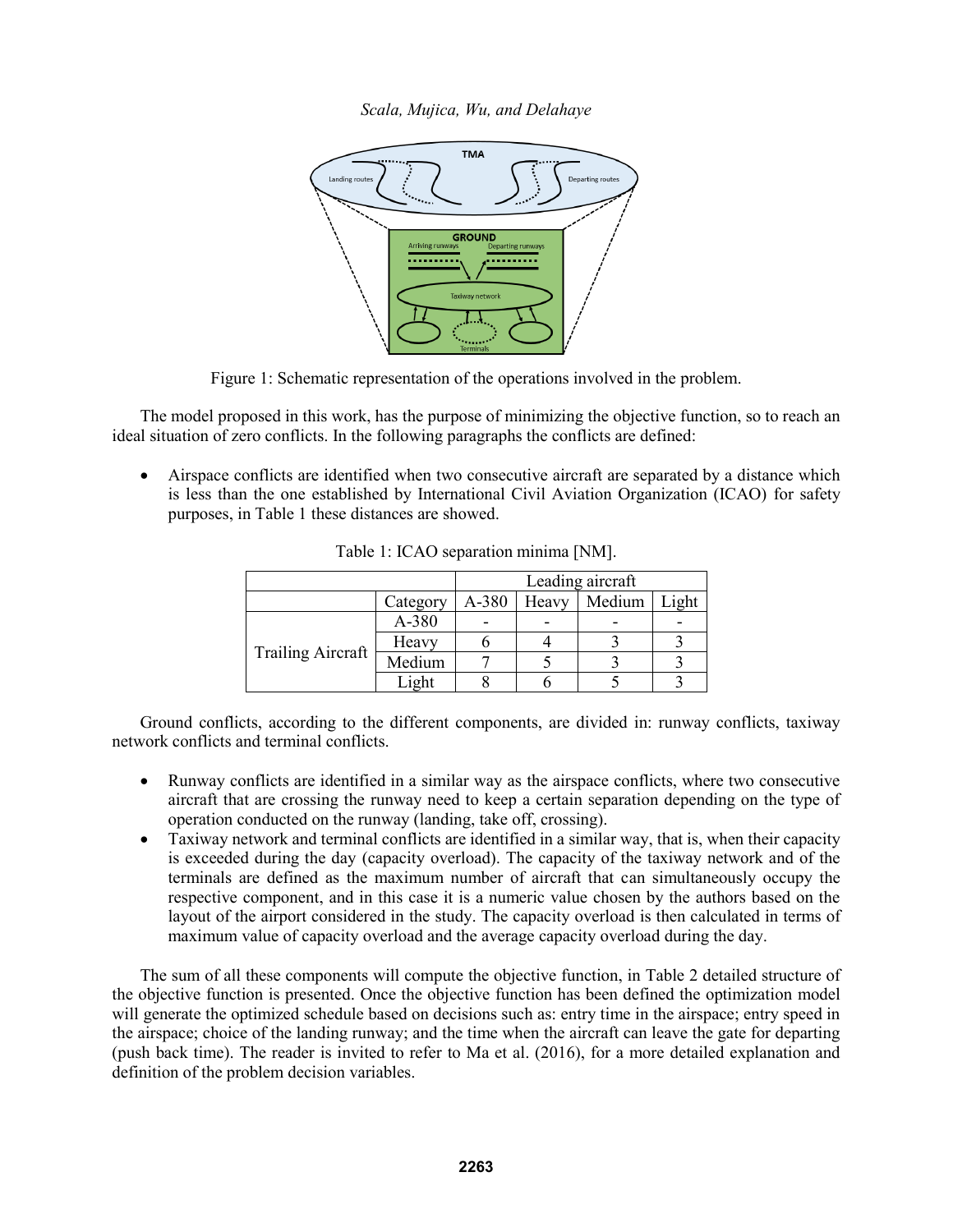Figure 1: Schematic representation of the operations involved in the problem.

The model proposed in this work, has the purpose of minimizing the objective function, so to reach an ideal situation of zero conflicts. In the following paragraphs the conflicts are defined:

- Airspace conflicts are identified when two consecutive aircraft are separated by a distance which is less than the one established by International Civil Aviation Organization (ICAO) for safety purposes, in Table 1 these distances are showed.

Table 1: ICAO separation minima [NM].

| | | Leading aircraft | | | |
|---|---|---|---|---|---|
| | Category | A-380 | Heavy | Medium | Light |
| Trailing Aircraft | A-380 | - | - | - | - |
| | Heavy | 6 | 4 | 3 | 3 |
| | Medium | 7 | 5 | 3 | 3 |
| | Light | 8 | 6 | 5 | 3 |

Ground conflicts, according to the different components, are divided in: runway conflicts, taxiway network conflicts and terminal conflicts.

- Runway conflicts are identified in a similar way as the airspace conflicts, where two consecutive aircraft that are crossing the runway need to keep a certain separation depending on the type of operation conducted on the runway (landing, take off, crossing).
- Taxiway network and terminal conflicts are identified in a similar way, that is, when their capacity is exceeded during the day (capacity overload). The capacity of the taxiway network and of the terminals are defined as the maximum number of aircraft that can simultaneously occupy the respective component, and in this case it is a numeric value chosen by the authors based on the layout of the airport considered in the study. The capacity overload is then calculated in terms of maximum value of capacity overload and the average capacity overload during the day.

The sum of all these components will compute the objective function, in Table 2 detailed structure of the objective function is presented. Once the objective function has been defined the optimization model will generate the optimized schedule based on decisions such as: entry time in the airspace; entry speed in the airspace; choice of the landing runway; and the time when the aircraft can leave the gate for departing (push back time). The reader is invited to refer to Ma et al. (2016), for a more detailed explanation and definition of the problem decision variables.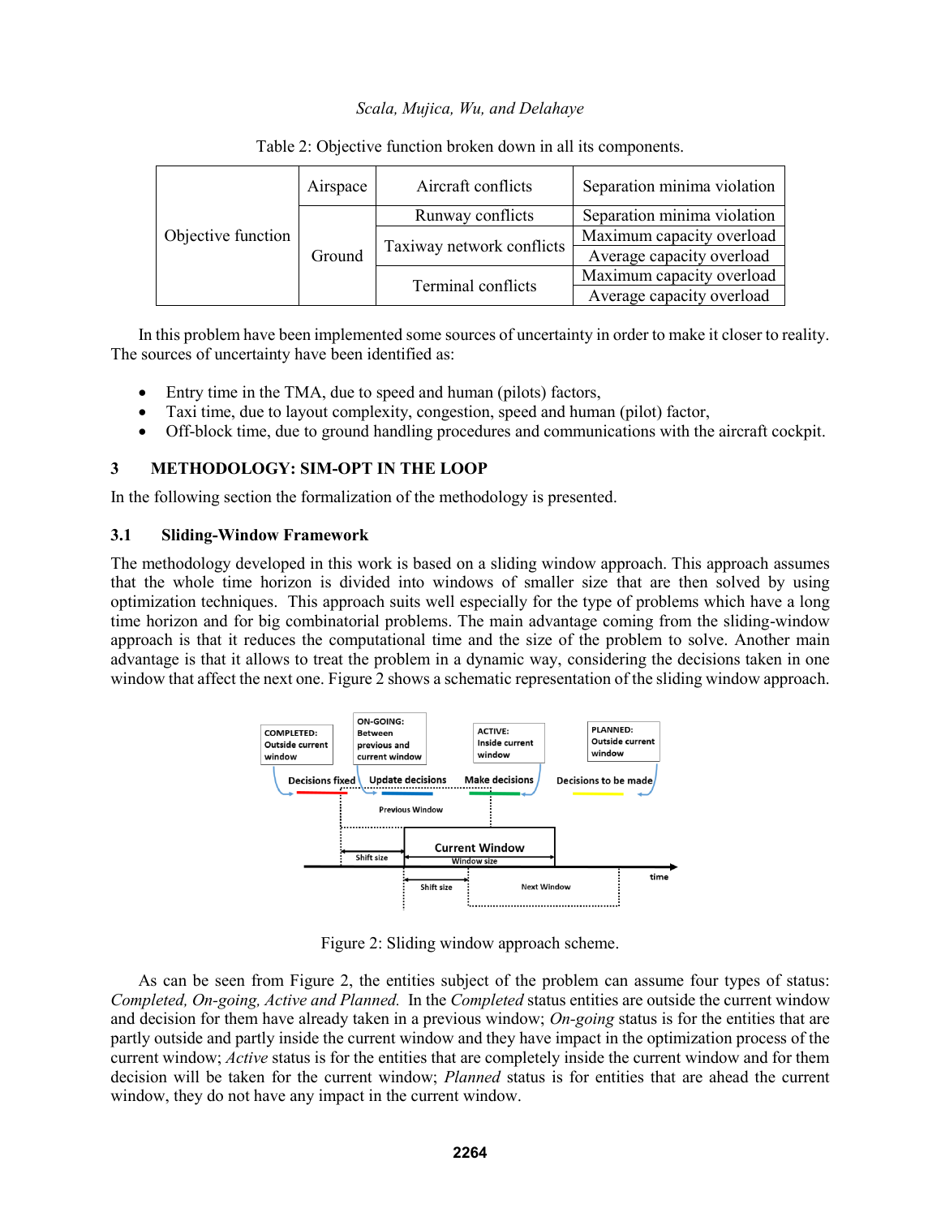Table 2: Objective function broken down in all its components.

| | | | |
|---|---|---|---|
| Objective function | Airspace | Aircraft conflicts | Separation minima violation |
| | Ground | Runway conflicts | Separation minima violation |
| | | Taxiway network conflicts | Maximum capacity overload |
| | | | Average capacity overload |
| | | Terminal conflicts | Maximum capacity overload |
| | | | Average capacity overload |

In this problem have been implemented some sources of uncertainty in order to make it closer to reality. The sources of uncertainty have been identified as:

- Entry time in the TMA, due to speed and human (pilots) factors,
- Taxi time, due to layout complexity, congestion, speed and human (pilot) factor,
- Off-block time, due to ground handling procedures and communications with the aircraft cockpit.

## 3 METHODOLOGY: SIM-OPT IN THE LOOP

In the following section the formalization of the methodology is presented.

### 3.1 Sliding-Window Framework

The methodology developed in this work is based on a sliding window approach. This approach assumes that the whole time horizon is divided into windows of smaller size that are then solved by using optimization techniques. This approach suits well especially for the type of problems which have a long time horizon and for big combinatorial problems. The main advantage coming from the sliding-window approach is that it reduces the computational time and the size of the problem to solve. Another main advantage is that it allows to treat the problem in a dynamic way, considering the decisions taken in one window that affect the next one. Figure 2 shows a schematic representation of the sliding window approach.

Figure 2: Sliding window approach scheme.

As can be seen from Figure 2, the entities subject of the problem can assume four types of status: *Completed, On-going, Active and Planned.* In the *Completed* status entities are outside the current window and decision for them have already taken in a previous window; *On-going* status is for the entities that are partly outside and partly inside the current window and they have impact in the optimization process of the current window; *Active* status is for the entities that are completely inside the current window and for them decision will be taken for the current window; *Planned* status is for entities that are ahead the current window, they do not have any impact in the current window.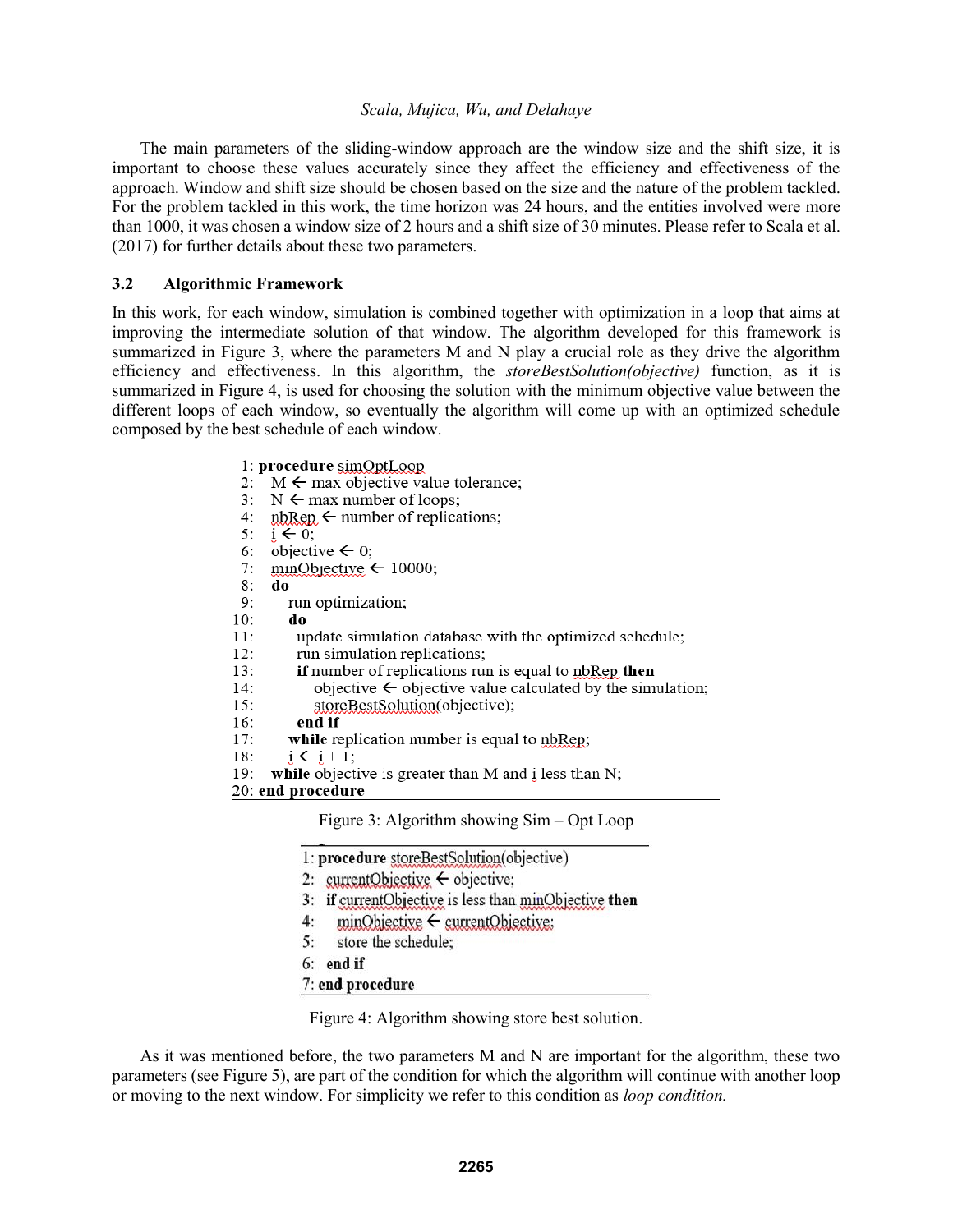The main parameters of the sliding-window approach are the window size and the shift size, it is important to choose these values accurately since they affect the efficiency and effectiveness of the approach. Window and shift size should be chosen based on the size and the nature of the problem tackled. For the problem tackled in this work, the time horizon was 24 hours, and the entities involved were more than 1000, it was chosen a window size of 2 hours and a shift size of 30 minutes. Please refer to Scala et al. (2017) for further details about these two parameters.

### 3.2 Algorithmic Framework

In this work, for each window, simulation is combined together with optimization in a loop that aims at improving the intermediate solution of that window. The algorithm developed for this framework is summarized in Figure 3, where the parameters M and N play a crucial role as they drive the algorithm efficiency and effectiveness. In this algorithm, the *storeBestSolution(objective)* function, as it is summarized in Figure 4, is used for choosing the solution with the minimum objective value between the different loops of each window, so eventually the algorithm will come up with an optimized schedule composed by the best schedule of each window.

```
 1: procedure simOptLoop
 2:   M ← max objective value tolerance;
 3:   N ← max number of loops;
 4:   nbRep ← number of replications;
 5:   i ← 0;
 6:   objective ← 0;
 7:   minObjective ← 10000;
 8:   do
 9:     run optimization;
10:     do
11:       update simulation database with the optimized schedule;
12:       run simulation replications;
13:       if number of replications run is equal to nbRep then
14:         objective ← objective value calculated by the simulation;
15:         storeBestSolution(objective);
16:       end if
17:     while replication number is equal to nbRep;
18:     i ← i + 1;
19:   while objective is greater than M and i less than N;
20: end procedure
```

Figure 3: Algorithm showing Sim – Opt Loop

```
1: procedure storeBestSolution(objective)
2:   currentObjective ← objective;
3:   if currentObjective is less than minObjective then
4:     minObjective ← currentObjective;
5:     store the schedule;
6:   end if
7: end procedure
```

Figure 4: Algorithm showing store best solution.

As it was mentioned before, the two parameters M and N are important for the algorithm, these two parameters (see Figure 5), are part of the condition for which the algorithm will continue with another loop or moving to the next window. For simplicity we refer to this condition as *loop condition.*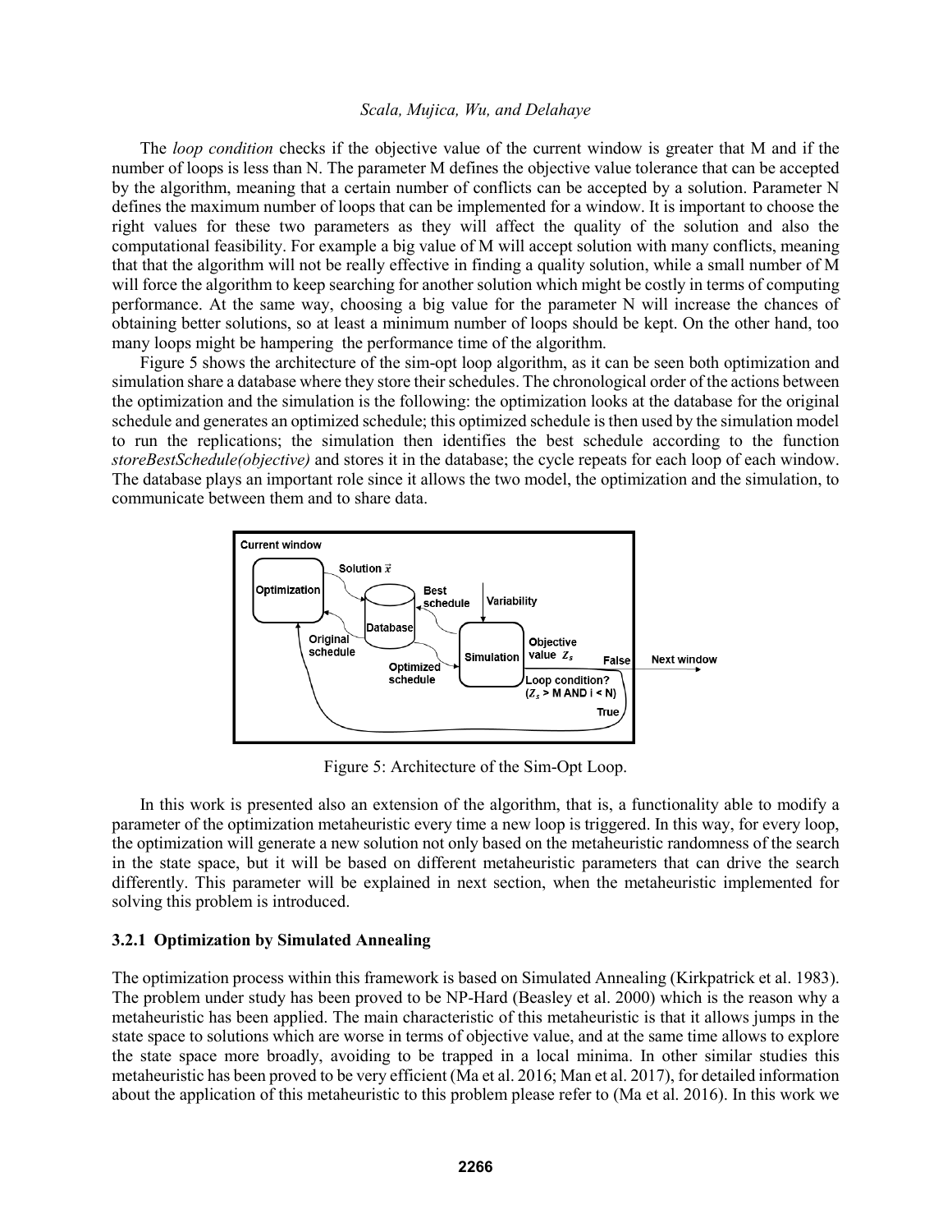The *loop condition* checks if the objective value of the current window is greater that M and if the number of loops is less than N. The parameter M defines the objective value tolerance that can be accepted by the algorithm, meaning that a certain number of conflicts can be accepted by a solution. Parameter N defines the maximum number of loops that can be implemented for a window. It is important to choose the right values for these two parameters as they will affect the quality of the solution and also the computational feasibility. For example a big value of M will accept solution with many conflicts, meaning that that the algorithm will not be really effective in finding a quality solution, while a small number of M will force the algorithm to keep searching for another solution which might be costly in terms of computing performance. At the same way, choosing a big value for the parameter N will increase the chances of obtaining better solutions, so at least a minimum number of loops should be kept. On the other hand, too many loops might be hampering the performance time of the algorithm.

Figure 5 shows the architecture of the sim-opt loop algorithm, as it can be seen both optimization and simulation share a database where they store their schedules. The chronological order of the actions between the optimization and the simulation is the following: the optimization looks at the database for the original schedule and generates an optimized schedule; this optimized schedule is then used by the simulation model to run the replications; the simulation then identifies the best schedule according to the function *storeBestSchedule(objective)* and stores it in the database; the cycle repeats for each loop of each window. The database plays an important role since it allows the two model, the optimization and the simulation, to communicate between them and to share data.

Figure 5: Architecture of the Sim-Opt Loop.

In this work is presented also an extension of the algorithm, that is, a functionality able to modify a parameter of the optimization metaheuristic every time a new loop is triggered. In this way, for every loop, the optimization will generate a new solution not only based on the metaheuristic randomness of the search in the state space, but it will be based on different metaheuristic parameters that can drive the search differently. This parameter will be explained in next section, when the metaheuristic implemented for solving this problem is introduced.

### 3.2.1 Optimization by Simulated Annealing

The optimization process within this framework is based on Simulated Annealing (Kirkpatrick et al. 1983). The problem under study has been proved to be NP-Hard (Beasley et al. 2000) which is the reason why a metaheuristic has been applied. The main characteristic of this metaheuristic is that it allows jumps in the state space to solutions which are worse in terms of objective value, and at the same time allows to explore the state space more broadly, avoiding to be trapped in a local minima. In other similar studies this metaheuristic has been proved to be very efficient (Ma et al. 2016; Man et al. 2017), for detailed information about the application of this metaheuristic to this problem please refer to (Ma et al. 2016). In this work we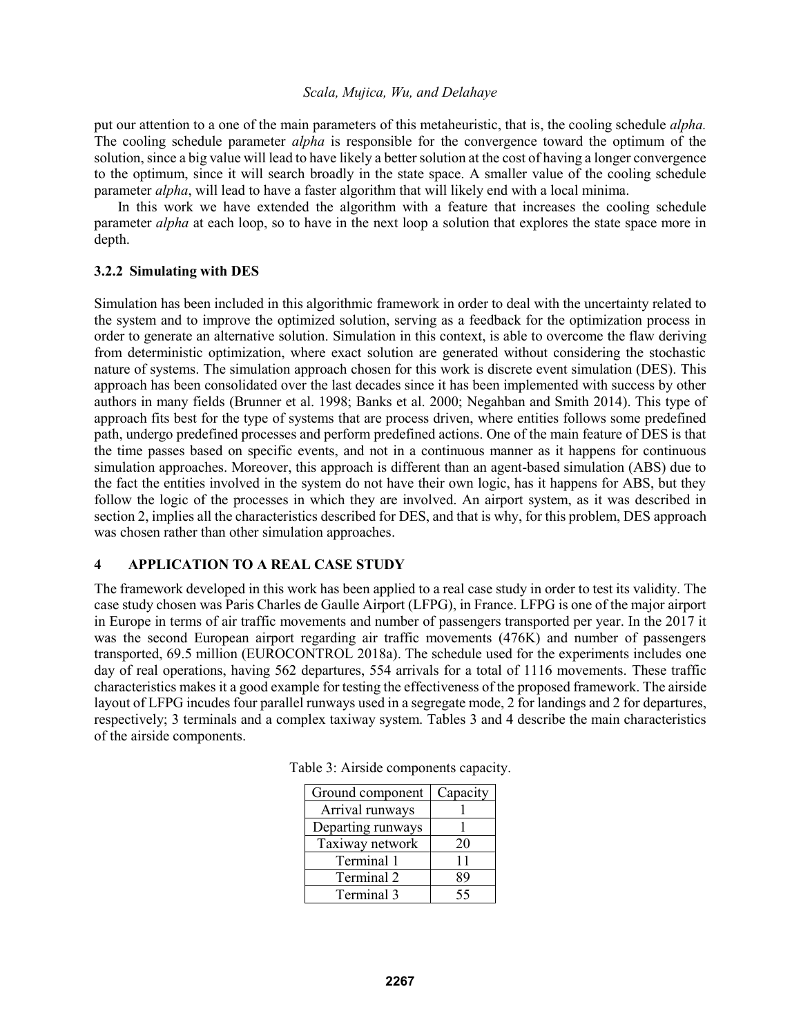put our attention to a one of the main parameters of this metaheuristic, that is, the cooling schedule *alpha.* The cooling schedule parameter *alpha* is responsible for the convergence toward the optimum of the solution, since a big value will lead to have likely a better solution at the cost of having a longer convergence to the optimum, since it will search broadly in the state space. A smaller value of the cooling schedule parameter *alpha*, will lead to have a faster algorithm that will likely end with a local minima.

In this work we have extended the algorithm with a feature that increases the cooling schedule parameter *alpha* at each loop, so to have in the next loop a solution that explores the state space more in depth.

### 3.2.2 Simulating with DES

Simulation has been included in this algorithmic framework in order to deal with the uncertainty related to the system and to improve the optimized solution, serving as a feedback for the optimization process in order to generate an alternative solution. Simulation in this context, is able to overcome the flaw deriving from deterministic optimization, where exact solution are generated without considering the stochastic nature of systems. The simulation approach chosen for this work is discrete event simulation (DES). This approach has been consolidated over the last decades since it has been implemented with success by other authors in many fields (Brunner et al. 1998; Banks et al. 2000; Negahban and Smith 2014). This type of approach fits best for the type of systems that are process driven, where entities follows some predefined path, undergo predefined processes and perform predefined actions. One of the main feature of DES is that the time passes based on specific events, and not in a continuous manner as it happens for continuous simulation approaches. Moreover, this approach is different than an agent-based simulation (ABS) due to the fact the entities involved in the system do not have their own logic, has it happens for ABS, but they follow the logic of the processes in which they are involved. An airport system, as it was described in section 2, implies all the characteristics described for DES, and that is why, for this problem, DES approach was chosen rather than other simulation approaches.

## 4 APPLICATION TO A REAL CASE STUDY

The framework developed in this work has been applied to a real case study in order to test its validity. The case study chosen was Paris Charles de Gaulle Airport (LFPG), in France. LFPG is one of the major airport in Europe in terms of air traffic movements and number of passengers transported per year. In the 2017 it was the second European airport regarding air traffic movements (476K) and number of passengers transported, 69.5 million (EUROCONTROL 2018a). The schedule used for the experiments includes one day of real operations, having 562 departures, 554 arrivals for a total of 1116 movements. These traffic characteristics makes it a good example for testing the effectiveness of the proposed framework. The airside layout of LFPG incudes four parallel runways used in a segregate mode, 2 for landings and 2 for departures, respectively; 3 terminals and a complex taxiway system. Tables 3 and 4 describe the main characteristics of the airside components.

Table 3: Airside components capacity.

| Ground component | Capacity |
| --- | --- |
| Arrival runways | 1 |
| Departing runways | 1 |
| Taxiway network | 20 |
| Terminal 1 | 11 |
| Terminal 2 | 89 |
| Terminal 3 | 55 |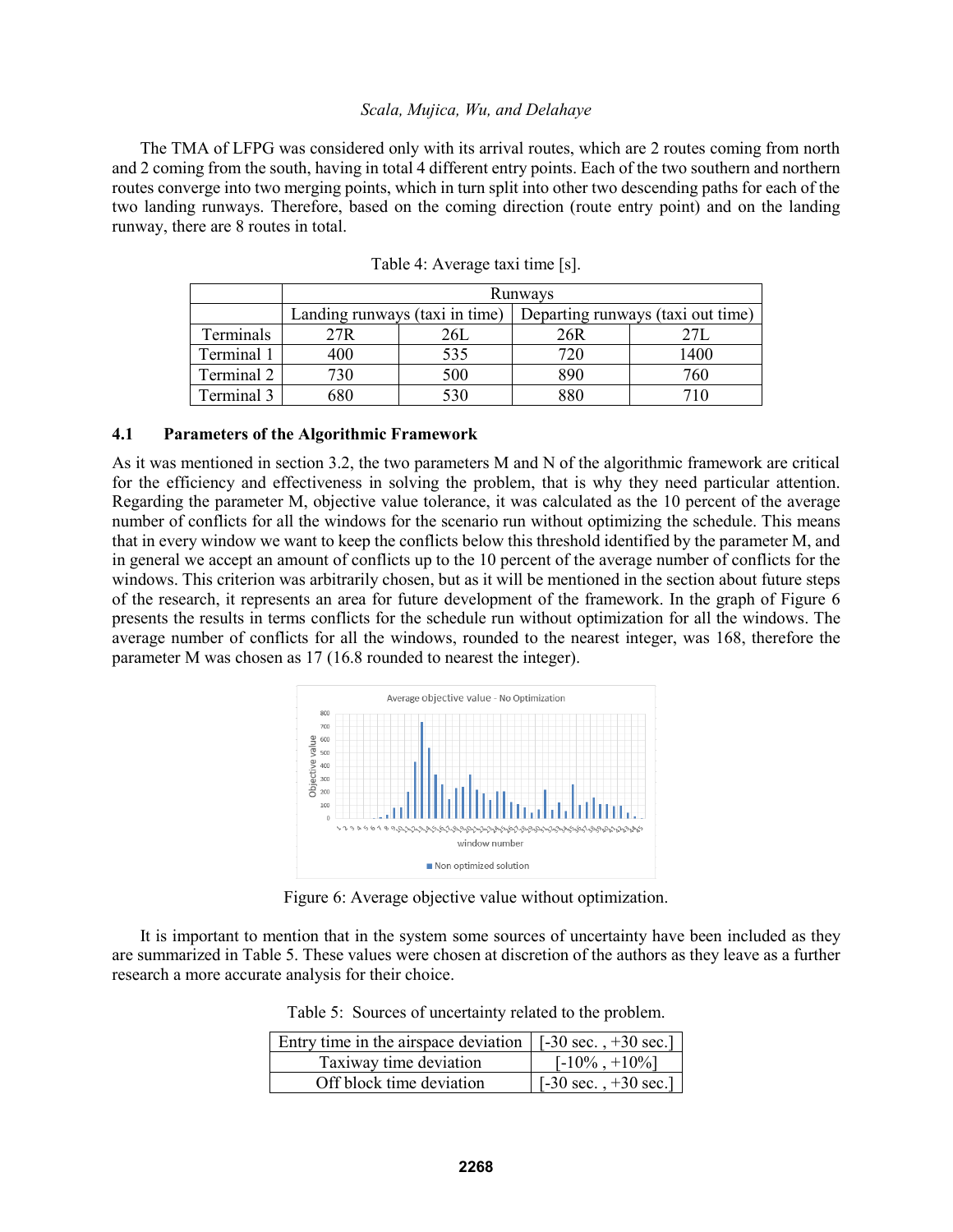The TMA of LFPG was considered only with its arrival routes, which are 2 routes coming from north and 2 coming from the south, having in total 4 different entry points. Each of the two southern and northern routes converge into two merging points, which in turn split into other two descending paths for each of the two landing runways. Therefore, based on the coming direction (route entry point) and on the landing runway, there are 8 routes in total.

Table 4: Average taxi time [s].

| | Runways | | | |
|---|---|---|---|---|
| | Landing runways (taxi in time) | | Departing runways (taxi out time) | |
| Terminals | 27R | 26L | 26R | 27L |
| Terminal 1 | 400 | 535 | 720 | 1400 |
| Terminal 2 | 730 | 500 | 890 | 760 |
| Terminal 3 | 680 | 530 | 880 | 710 |

### 4.1 Parameters of the Algorithmic Framework

As it was mentioned in section 3.2, the two parameters M and N of the algorithmic framework are critical for the efficiency and effectiveness in solving the problem, that is why they need particular attention. Regarding the parameter M, objective value tolerance, it was calculated as the 10 percent of the average number of conflicts for all the windows for the scenario run without optimizing the schedule. This means that in every window we want to keep the conflicts below this threshold identified by the parameter M, and in general we accept an amount of conflicts up to the 10 percent of the average number of conflicts for the windows. This criterion was arbitrarily chosen, but as it will be mentioned in the section about future steps of the research, it represents an area for future development of the framework. In the graph of Figure 6 presents the results in terms conflicts for the schedule run without optimization for all the windows. The average number of conflicts for all the windows, rounded to the nearest integer, was 168, therefore the parameter M was chosen as 17 (16.8 rounded to nearest the integer).

Figure 6: Average objective value without optimization.

It is important to mention that in the system some sources of uncertainty have been included as they are summarized in Table 5. These values were chosen at discretion of the authors as they leave as a further research a more accurate analysis for their choice.

Table 5: Sources of uncertainty related to the problem.

| Entry time in the airspace deviation | [-30 sec. , +30 sec.] |
|---|---|
| Taxiway time deviation | [-10% , +10%] |
| Off block time deviation | [-30 sec. , +30 sec.] |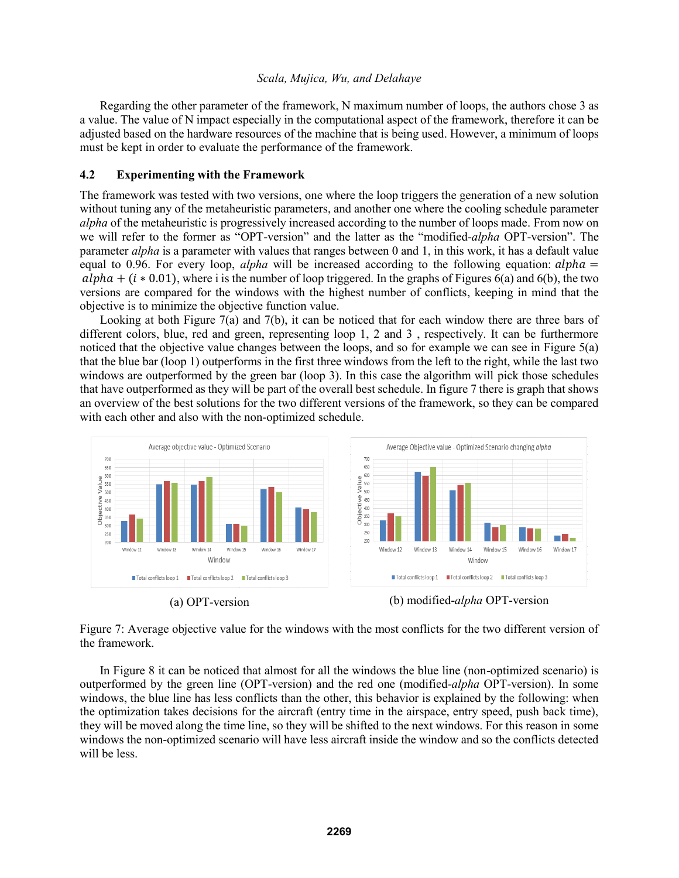Regarding the other parameter of the framework, N maximum number of loops, the authors chose 3 as a value. The value of N impact especially in the computational aspect of the framework, therefore it can be adjusted based on the hardware resources of the machine that is being used. However, a minimum of loops must be kept in order to evaluate the performance of the framework.

### 4.2 Experimenting with the Framework

The framework was tested with two versions, one where the loop triggers the generation of a new solution without tuning any of the metaheuristic parameters, and another one where the cooling schedule parameter *alpha* of the metaheuristic is progressively increased according to the number of loops made. From now on we will refer to the former as "OPT-version" and the latter as the "modified-*alpha* OPT-version". The parameter *alpha* is a parameter with values that ranges between 0 and 1, in this work, it has a default value equal to 0.96. For every loop, *alpha* will be increased according to the following equation: $alpha = alpha + (i * 0.01)$, where i is the number of loop triggered. In the graphs of Figures 6(a) and 6(b), the two versions are compared for the windows with the highest number of conflicts, keeping in mind that the objective is to minimize the objective function value.

Looking at both Figure 7(a) and 7(b), it can be noticed that for each window there are three bars of different colors, blue, red and green, representing loop 1, 2 and 3 , respectively. It can be furthermore noticed that the objective value changes between the loops, and so for example we can see in Figure 5(a) that the blue bar (loop 1) outperforms in the first three windows from the left to the right, while the last two windows are outperformed by the green bar (loop 3). In this case the algorithm will pick those schedules that have outperformed as they will be part of the overall best schedule. In figure 7 there is graph that shows an overview of the best solutions for the two different versions of the framework, so they can be compared with each other and also with the non-optimized schedule.

(a) OPT-version

(b) modified-*alpha* OPT-version

Figure 7: Average objective value for the windows with the most conflicts for the two different version of the framework.

In Figure 8 it can be noticed that almost for all the windows the blue line (non-optimized scenario) is outperformed by the green line (OPT-version) and the red one (modified-*alpha* OPT-version). In some windows, the blue line has less conflicts than the other, this behavior is explained by the following: when the optimization takes decisions for the aircraft (entry time in the airspace, entry speed, push back time), they will be moved along the time line, so they will be shifted to the next windows. For this reason in some windows the non-optimized scenario will have less aircraft inside the window and so the conflicts detected will be less.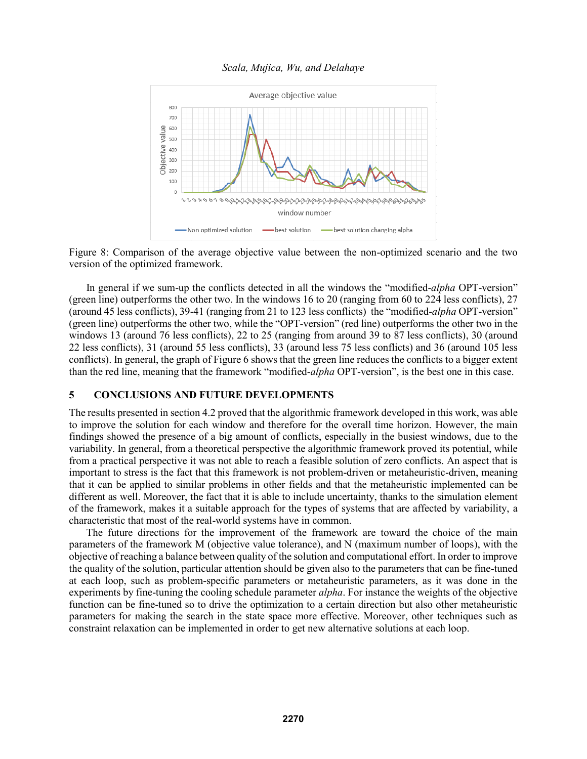Figure 8: Comparison of the average objective value between the non-optimized scenario and the two version of the optimized framework.

In general if we sum-up the conflicts detected in all the windows the "modified-*alpha* OPT-version" (green line) outperforms the other two. In the windows 16 to 20 (ranging from 60 to 224 less conflicts), 27 (around 45 less conflicts), 39-41 (ranging from 21 to 123 less conflicts) the "modified-*alpha* OPT-version" (green line) outperforms the other two, while the "OPT-version" (red line) outperforms the other two in the windows 13 (around 76 less conflicts), 22 to 25 (ranging from around 39 to 87 less conflicts), 30 (around 22 less conflicts), 31 (around 55 less conflicts), 33 (around less 75 less conflicts) and 36 (around 105 less conflicts). In general, the graph of Figure 6 shows that the green line reduces the conflicts to a bigger extent than the red line, meaning that the framework "modified-*alpha* OPT-version", is the best one in this case.

## 5 CONCLUSIONS AND FUTURE DEVELOPMENTS

The results presented in section 4.2 proved that the algorithmic framework developed in this work, was able to improve the solution for each window and therefore for the overall time horizon. However, the main findings showed the presence of a big amount of conflicts, especially in the busiest windows, due to the variability. In general, from a theoretical perspective the algorithmic framework proved its potential, while from a practical perspective it was not able to reach a feasible solution of zero conflicts. An aspect that is important to stress is the fact that this framework is not problem-driven or metaheuristic-driven, meaning that it can be applied to similar problems in other fields and that the metaheuristic implemented can be different as well. Moreover, the fact that it is able to include uncertainty, thanks to the simulation element of the framework, makes it a suitable approach for the types of systems that are affected by variability, a characteristic that most of the real-world systems have in common.

The future directions for the improvement of the framework are toward the choice of the main parameters of the framework M (objective value tolerance), and N (maximum number of loops), with the objective of reaching a balance between quality of the solution and computational effort. In order to improve the quality of the solution, particular attention should be given also to the parameters that can be fine-tuned at each loop, such as problem-specific parameters or metaheuristic parameters, as it was done in the experiments by fine-tuning the cooling schedule parameter *alpha*. For instance the weights of the objective function can be fine-tuned so to drive the optimization to a certain direction but also other metaheuristic parameters for making the search in the state space more effective. Moreover, other techniques such as constraint relaxation can be implemented in order to get new alternative solutions at each loop.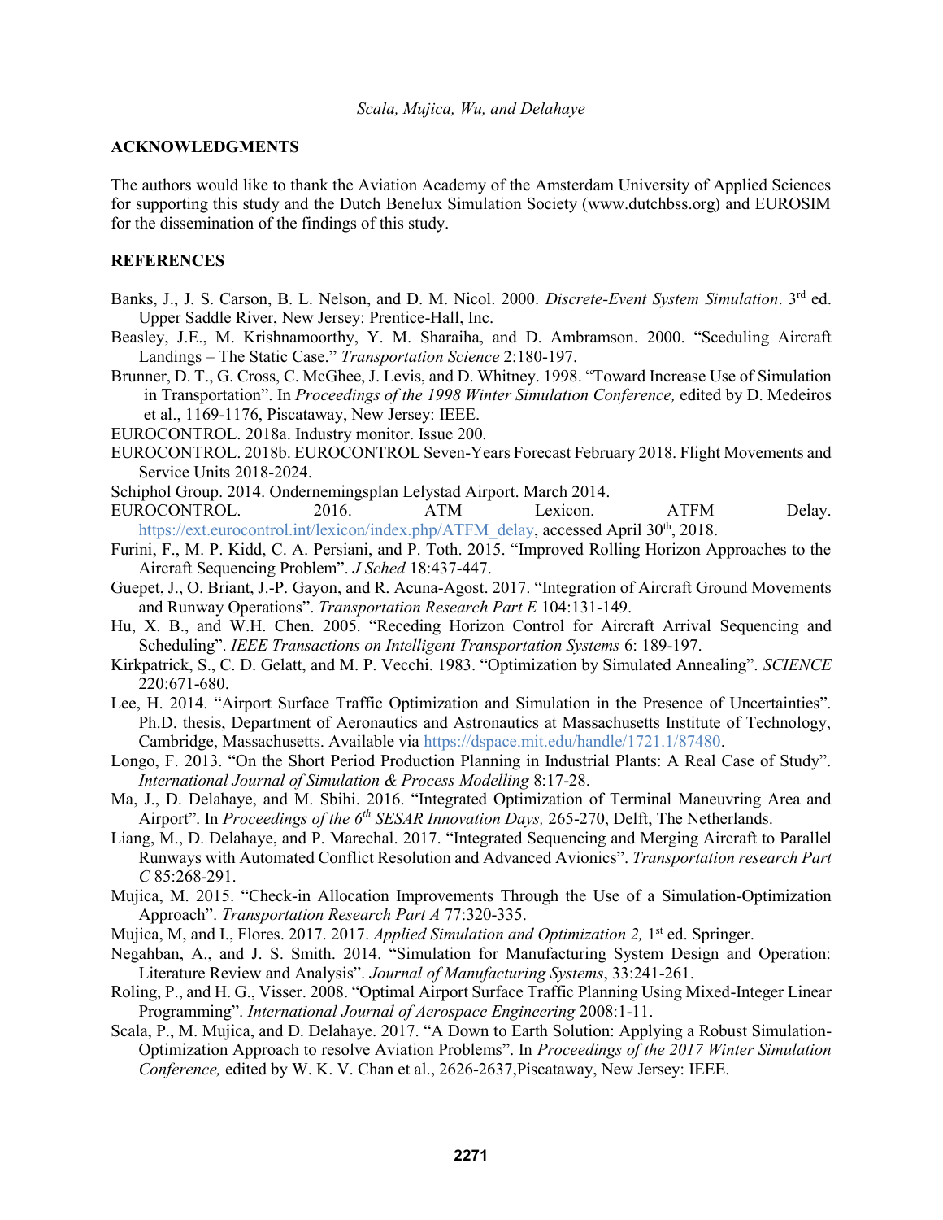## ACKNOWLEDGMENTS

The authors would like to thank the Aviation Academy of the Amsterdam University of Applied Sciences for supporting this study and the Dutch Benelux Simulation Society (www.dutchbss.org) and EUROSIM for the dissemination of the findings of this study.

## REFERENCES

Banks, J., J. S. Carson, B. L. Nelson, and D. M. Nicol. 2000. *Discrete-Event System Simulation*. 3rd ed. Upper Saddle River, New Jersey: Prentice-Hall, Inc.

Beasley, J.E., M. Krishnamoorthy, Y. M. Sharaiha, and D. Ambramson. 2000. "Sceduling Aircraft Landings – The Static Case." *Transportation Science* 2:180-197.

Brunner, D. T., G. Cross, C. McGhee, J. Levis, and D. Whitney. 1998. "Toward Increase Use of Simulation in Transportation". In *Proceedings of the 1998 Winter Simulation Conference,* edited by D. Medeiros et al., 1169-1176, Piscataway, New Jersey: IEEE.

EUROCONTROL. 2018a. Industry monitor. Issue 200.

EUROCONTROL. 2018b. EUROCONTROL Seven-Years Forecast February 2018. Flight Movements and Service Units 2018-2024.

Schiphol Group. 2014. Ondernemingsplan Lelystad Airport. March 2014.

EUROCONTROL. 2016. ATM Lexicon. ATFM Delay. https://ext.eurocontrol.int/lexicon/index.php/ATFM_delay, accessed April 30th, 2018.

Furini, F., M. P. Kidd, C. A. Persiani, and P. Toth. 2015. "Improved Rolling Horizon Approaches to the Aircraft Sequencing Problem". *J Sched* 18:437-447.

Guepet, J., O. Briant, J.-P. Gayon, and R. Acuna-Agost. 2017. "Integration of Aircraft Ground Movements and Runway Operations". *Transportation Research Part E* 104:131-149.

Hu, X. B., and W.H. Chen. 2005. "Receding Horizon Control for Aircraft Arrival Sequencing and Scheduling". *IEEE Transactions on Intelligent Transportation Systems* 6: 189-197.

Kirkpatrick, S., C. D. Gelatt, and M. P. Vecchi. 1983. "Optimization by Simulated Annealing". *SCIENCE* 220:671-680.

Lee, H. 2014. "Airport Surface Traffic Optimization and Simulation in the Presence of Uncertainties". Ph.D. thesis, Department of Aeronautics and Astronautics at Massachusetts Institute of Technology, Cambridge, Massachusetts. Available via https://dspace.mit.edu/handle/1721.1/87480.

Longo, F. 2013. "On the Short Period Production Planning in Industrial Plants: A Real Case of Study". *International Journal of Simulation & Process Modelling* 8:17-28.

Ma, J., D. Delahaye, and M. Sbihi. 2016. "Integrated Optimization of Terminal Maneuvring Area and Airport". In *Proceedings of the 6th SESAR Innovation Days,* 265-270, Delft, The Netherlands.

Liang, M., D. Delahaye, and P. Marechal. 2017. "Integrated Sequencing and Merging Aircraft to Parallel Runways with Automated Conflict Resolution and Advanced Avionics". *Transportation research Part C* 85:268-291.

Mujica, M. 2015. "Check-in Allocation Improvements Through the Use of a Simulation-Optimization Approach". *Transportation Research Part A* 77:320-335.

Mujica, M, and I., Flores. 2017. 2017. *Applied Simulation and Optimization 2,* 1st ed. Springer.

Negahban, A., and J. S. Smith. 2014. "Simulation for Manufacturing System Design and Operation: Literature Review and Analysis". *Journal of Manufacturing Systems*, 33:241-261.

Roling, P., and H. G., Visser. 2008. "Optimal Airport Surface Traffic Planning Using Mixed-Integer Linear Programming". *International Journal of Aerospace Engineering* 2008:1-11.

Scala, P., M. Mujica, and D. Delahaye. 2017. "A Down to Earth Solution: Applying a Robust Simulation-Optimization Approach to resolve Aviation Problems". In *Proceedings of the 2017 Winter Simulation Conference,* edited by W. K. V. Chan et al., 2626-2637,Piscataway, New Jersey: IEEE.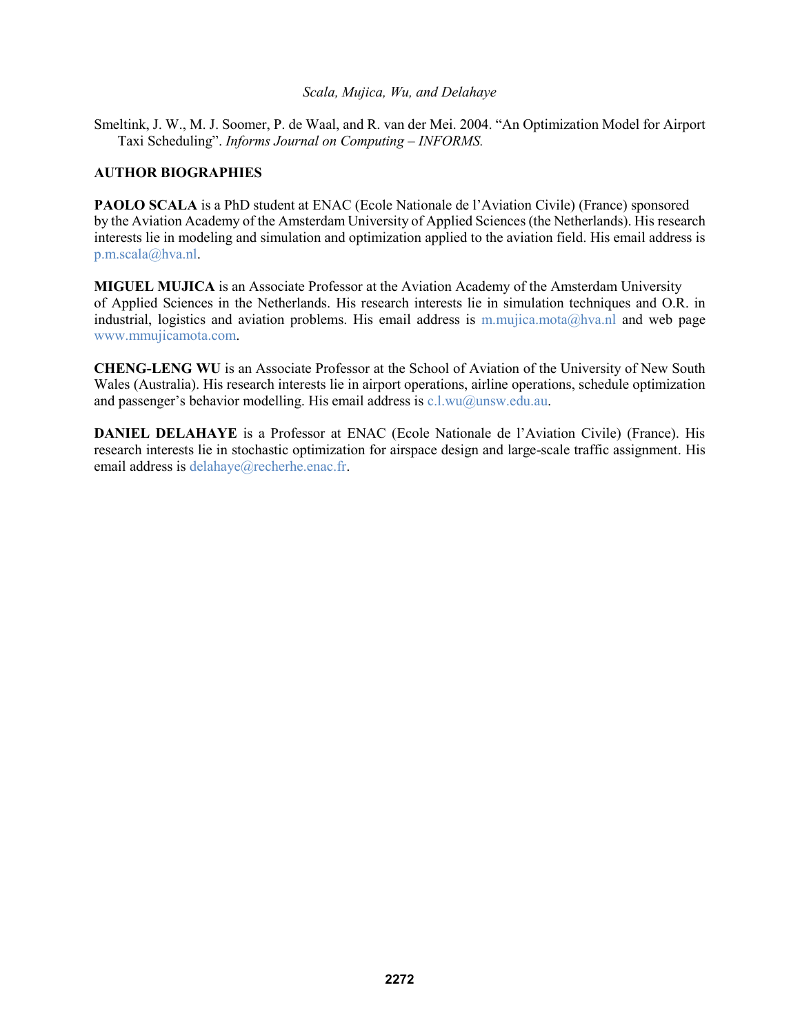Smeltink, J. W., M. J. Soomer, P. de Waal, and R. van der Mei. 2004. "An Optimization Model for Airport Taxi Scheduling". *Informs Journal on Computing – INFORMS.*

## AUTHOR BIOGRAPHIES

**PAOLO SCALA** is a PhD student at ENAC (Ecole Nationale de l'Aviation Civile) (France) sponsored by the Aviation Academy of the Amsterdam University of Applied Sciences (the Netherlands). His research interests lie in modeling and simulation and optimization applied to the aviation field. His email address is p.m.scala@hva.nl.

**MIGUEL MUJICA** is an Associate Professor at the Aviation Academy of the Amsterdam University of Applied Sciences in the Netherlands. His research interests lie in simulation techniques and O.R. in industrial, logistics and aviation problems. His email address is m.mujica.mota@hva.nl and web page www.mmujicamota.com.

**CHENG-LENG WU** is an Associate Professor at the School of Aviation of the University of New South Wales (Australia). His research interests lie in airport operations, airline operations, schedule optimization and passenger's behavior modelling. His email address is c.l.wu@unsw.edu.au.

**DANIEL DELAHAYE** is a Professor at ENAC (Ecole Nationale de l'Aviation Civile) (France). His research interests lie in stochastic optimization for airspace design and large-scale traffic assignment. His email address is delahaye@recherhe.enac.fr.